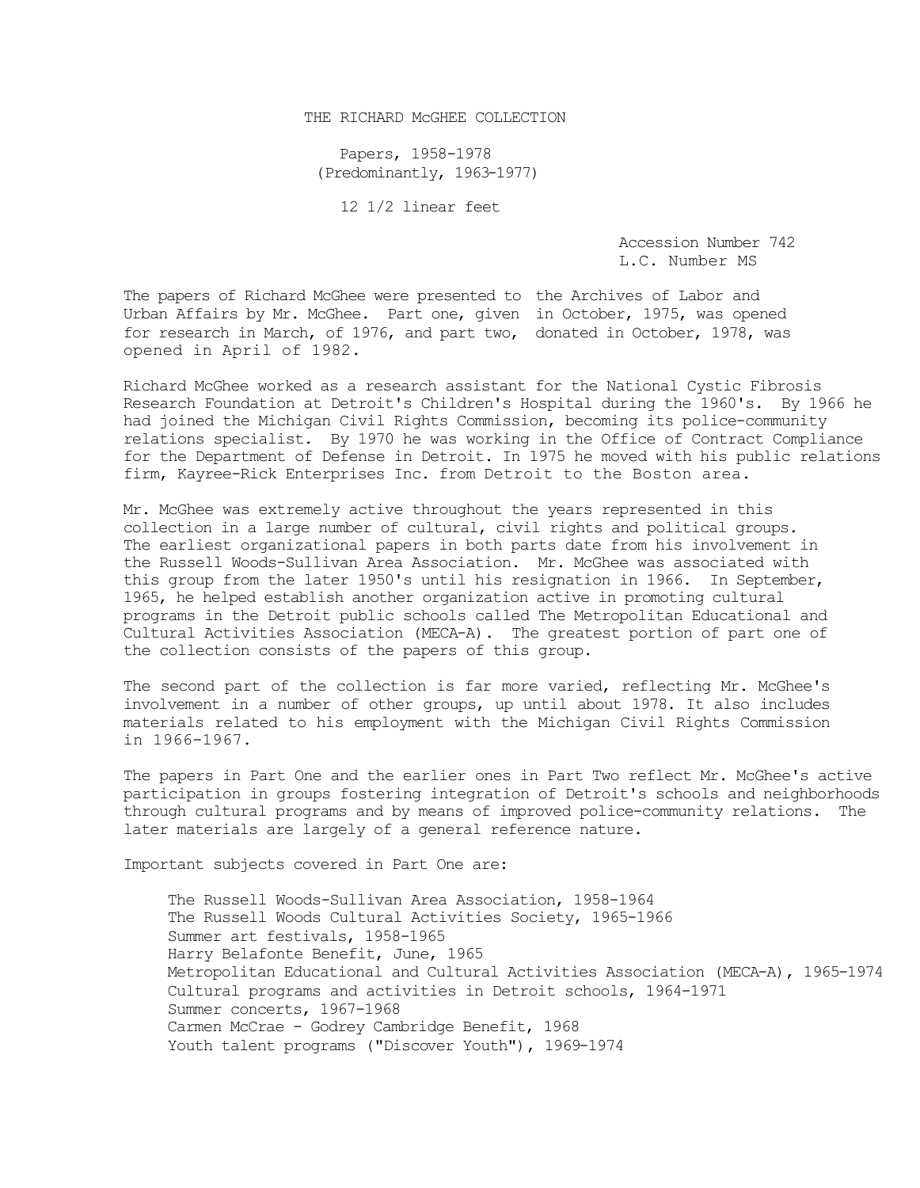# THE RICHARD McGHEE COLLECTION

Papers, 1958-1978
(Predominantly, 1963-1977)

12 1/2 linear feet

Accession Number 742
L.C. Number MS

The papers of Richard McGhee were presented to the Archives of Labor and Urban Affairs by Mr. McGhee. Part one, given in October, 1975, was opened for research in March, of 1976, and part two, donated in October, 1978, was opened in April of 1982.

Richard McGhee worked as a research assistant for the National Cystic Fibrosis Research Foundation at Detroit's Children's Hospital during the 1960's. By 1966 he had joined the Michigan Civil Rights Commission, becoming its police-community relations specialist. By 1970 he was working in the Office of Contract Compliance for the Department of Defense in Detroit. In 1975 he moved with his public relations firm, Kayree-Rick Enterprises Inc. from Detroit to the Boston area.

Mr. McGhee was extremely active throughout the years represented in this collection in a large number of cultural, civil rights and political groups. The earliest organizational papers in both parts date from his involvement in the Russell Woods-Sullivan Area Association. Mr. McGhee was associated with this group from the later 1950's until his resignation in 1966. In September, 1965, he helped establish another organization active in promoting cultural programs in the Detroit public schools called The Metropolitan Educational and Cultural Activities Association (MECA-A). The greatest portion of part one of the collection consists of the papers of this group.

The second part of the collection is far more varied, reflecting Mr. McGhee's involvement in a number of other groups, up until about 1978. It also includes materials related to his employment with the Michigan Civil Rights Commission in 1966-1967.

The papers in Part One and the earlier ones in Part Two reflect Mr. McGhee's active participation in groups fostering integration of Detroit's schools and neighborhoods through cultural programs and by means of improved police-community relations. The later materials are largely of a general reference nature.

Important subjects covered in Part One are:

- The Russell Woods-Sullivan Area Association, 1958-1964
- The Russell Woods Cultural Activities Society, 1965-1966
- Summer art festivals, 1958-1965
- Harry Belafonte Benefit, June, 1965
- Metropolitan Educational and Cultural Activities Association (MECA-A), 1965-1974
- Cultural programs and activities in Detroit schools, 1964-1971
- Summer concerts, 1967-1968
- Carmen McCrae - Godrey Cambridge Benefit, 1968
- Youth talent programs ("Discover Youth"), 1969-1974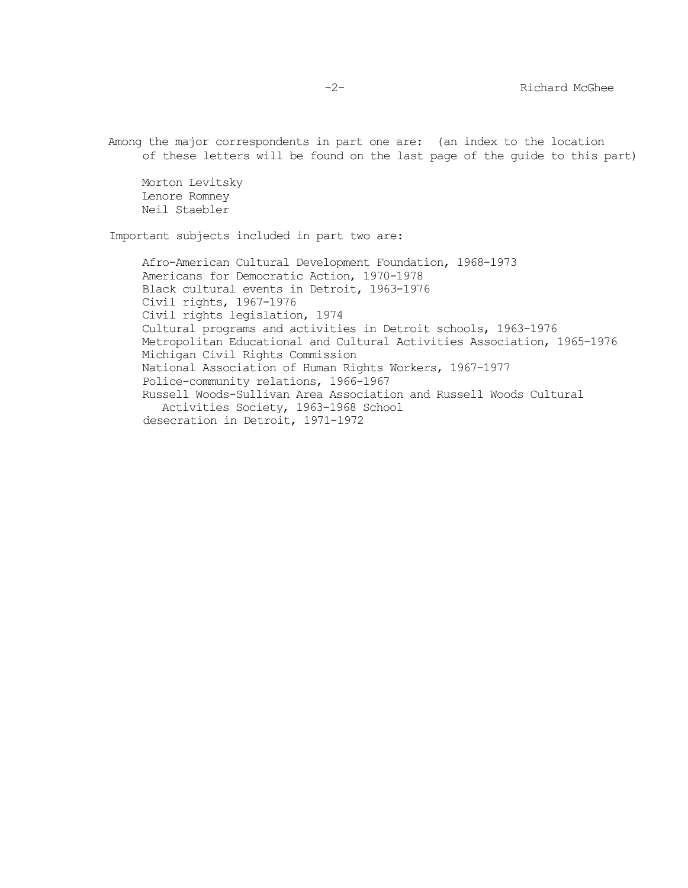Among the major correspondents in part one are: (an index to the location of these letters will be found on the last page of the guide to this part)

- Morton Levitsky
- Lenore Romney
- Neil Staebler

Important subjects included in part two are:

- Afro-American Cultural Development Foundation, 1968-1973
- Americans for Democratic Action, 1970-1978
- Black cultural events in Detroit, 1963-1976
- Civil rights, 1967-1976
- Civil rights legislation, 1974
- Cultural programs and activities in Detroit schools, 1963-1976
- Metropolitan Educational and Cultural Activities Association, 1965-1976
- Michigan Civil Rights Commission
- National Association of Human Rights Workers, 1967-1977
- Police-community relations, 1966-1967
- Russell Woods-Sullivan Area Association and Russell Woods Cultural Activities Society, 1963-1968 School desecration in Detroit, 1971-1972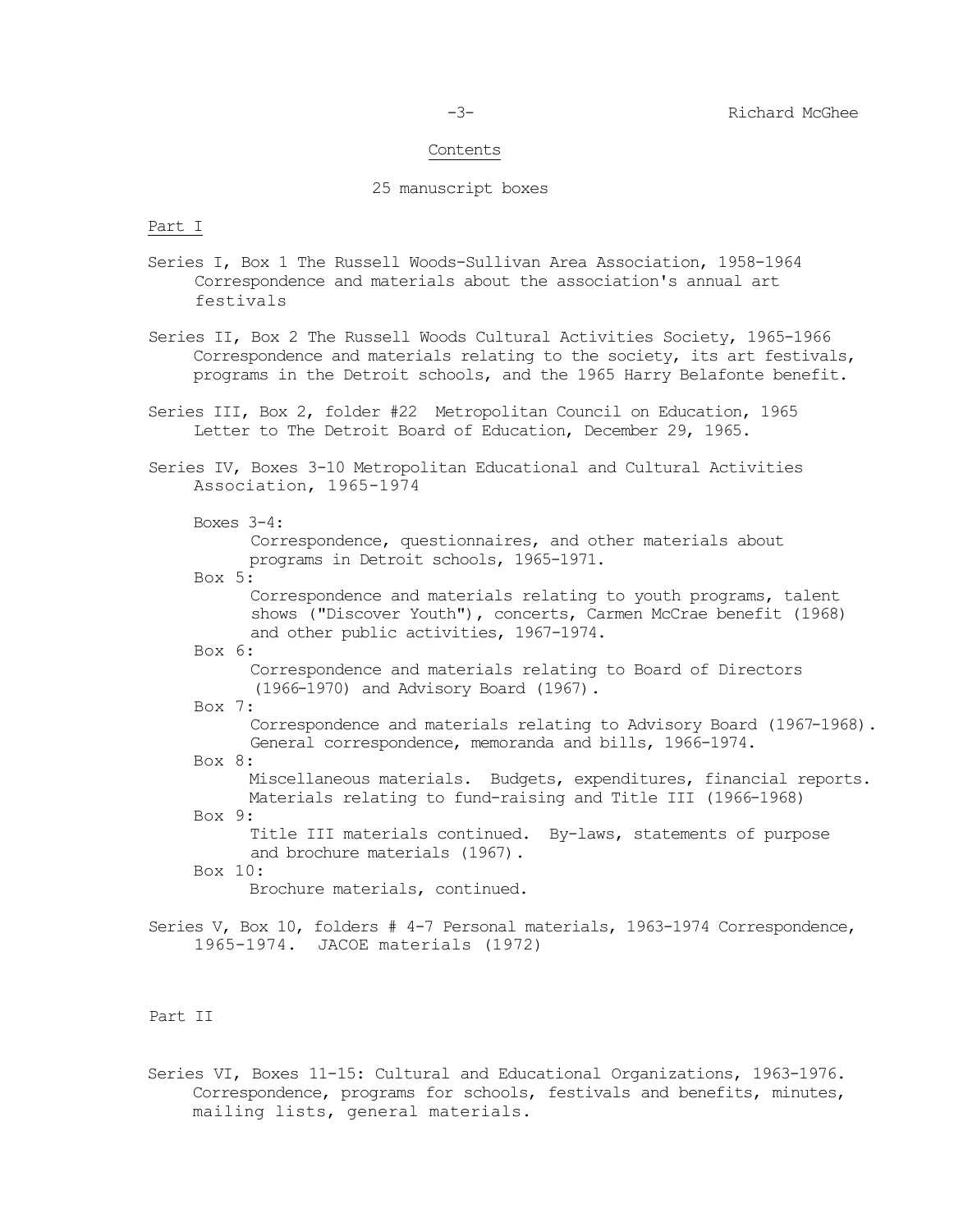## Contents

25 manuscript boxes

### Part I

Series I, Box 1 The Russell Woods-Sullivan Area Association, 1958-1964
Correspondence and materials about the association's annual art festivals

Series II, Box 2 The Russell Woods Cultural Activities Society, 1965-1966
Correspondence and materials relating to the society, its art festivals, programs in the Detroit schools, and the 1965 Harry Belafonte benefit.

Series III, Box 2, folder #22 Metropolitan Council on Education, 1965
Letter to The Detroit Board of Education, December 29, 1965.

Series IV, Boxes 3-10 Metropolitan Educational and Cultural Activities Association, 1965-1974

- Boxes 3-4:
  Correspondence, questionnaires, and other materials about programs in Detroit schools, 1965-1971.
- Box 5:
  Correspondence and materials relating to youth programs, talent shows ("Discover Youth"), concerts, Carmen McCrae benefit (1968) and other public activities, 1967-1974.
- Box 6:
  Correspondence and materials relating to Board of Directors (1966-1970) and Advisory Board (1967).
- Box 7:
  Correspondence and materials relating to Advisory Board (1967-1968). General correspondence, memoranda and bills, 1966-1974.
- Box 8:
  Miscellaneous materials. Budgets, expenditures, financial reports. Materials relating to fund-raising and Title III (1966-1968)
- Box 9:
  Title III materials continued. By-laws, statements of purpose and brochure materials (1967).
- Box 10:
  Brochure materials, continued.

Series V, Box 10, folders # 4-7 Personal materials, 1963-1974 Correspondence, 1965-1974. JACOE materials (1972)

### Part II

Series VI, Boxes 11-15: Cultural and Educational Organizations, 1963-1976.
Correspondence, programs for schools, festivals and benefits, minutes, mailing lists, general materials.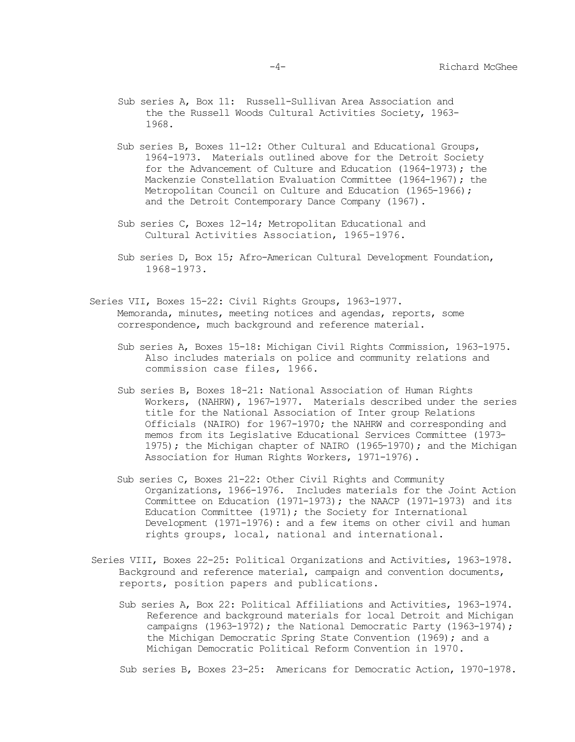Sub series A, Box 11: Russell-Sullivan Area Association and the the Russell Woods Cultural Activities Society, 1963-1968.

Sub series B, Boxes 11-12: Other Cultural and Educational Groups, 1964-1973. Materials outlined above for the Detroit Society for the Advancement of Culture and Education (1964-1973); the Mackenzie Constellation Evaluation Committee (1964-1967); the Metropolitan Council on Culture and Education (1965-1966); and the Detroit Contemporary Dance Company (1967).

Sub series C, Boxes 12-14; Metropolitan Educational and Cultural Activities Association, 1965-1976.

Sub series D, Box 15; Afro-American Cultural Development Foundation, 1968-1973.

Series VII, Boxes 15-22: Civil Rights Groups, 1963-1977. Memoranda, minutes, meeting notices and agendas, reports, some correspondence, much background and reference material.

Sub series A, Boxes 15-18: Michigan Civil Rights Commission, 1963-1975. Also includes materials on police and community relations and commission case files, 1966.

Sub series B, Boxes 18-21: National Association of Human Rights Workers, (NAHRW), 1967-1977. Materials described under the series title for the National Association of Inter group Relations Officials (NAIRO) for 1967-1970; the NAHRW and corresponding and memos from its Legislative Educational Services Committee (1973-1975); the Michigan chapter of NAIRO (1965-1970); and the Michigan Association for Human Rights Workers, 1971-1976).

Sub series C, Boxes 21-22: Other Civil Rights and Community Organizations, 1966-1976. Includes materials for the Joint Action Committee on Education (1971-1973); the NAACP (1971-1973) and its Education Committee (1971); the Society for International Development (1971-1976): and a few items on other civil and human rights groups, local, national and international.

Series VIII, Boxes 22-25: Political Organizations and Activities, 1963-1978. Background and reference material, campaign and convention documents, reports, position papers and publications.

Sub series A, Box 22: Political Affiliations and Activities, 1963-1974. Reference and background materials for local Detroit and Michigan campaigns (1963-1972); the National Democratic Party (1963-1974); the Michigan Democratic Spring State Convention (1969); and a Michigan Democratic Political Reform Convention in 1970.

Sub series B, Boxes 23-25: Americans for Democratic Action, 1970-1978.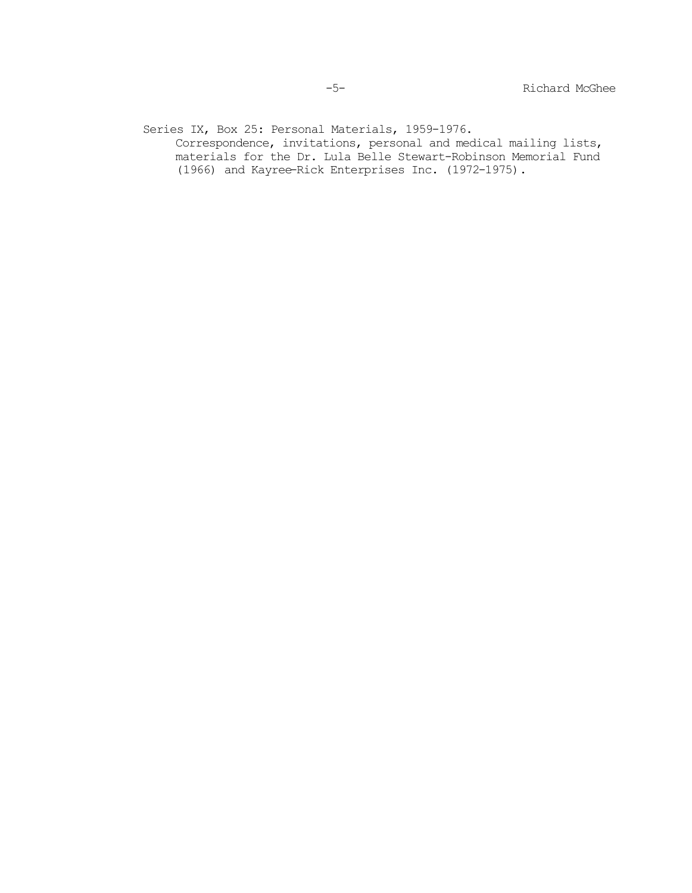Series IX, Box 25: Personal Materials, 1959-1976.

Correspondence, invitations, personal and medical mailing lists, materials for the Dr. Lula Belle Stewart-Robinson Memorial Fund (1966) and Kayree—Rick Enterprises Inc. (1972-1975).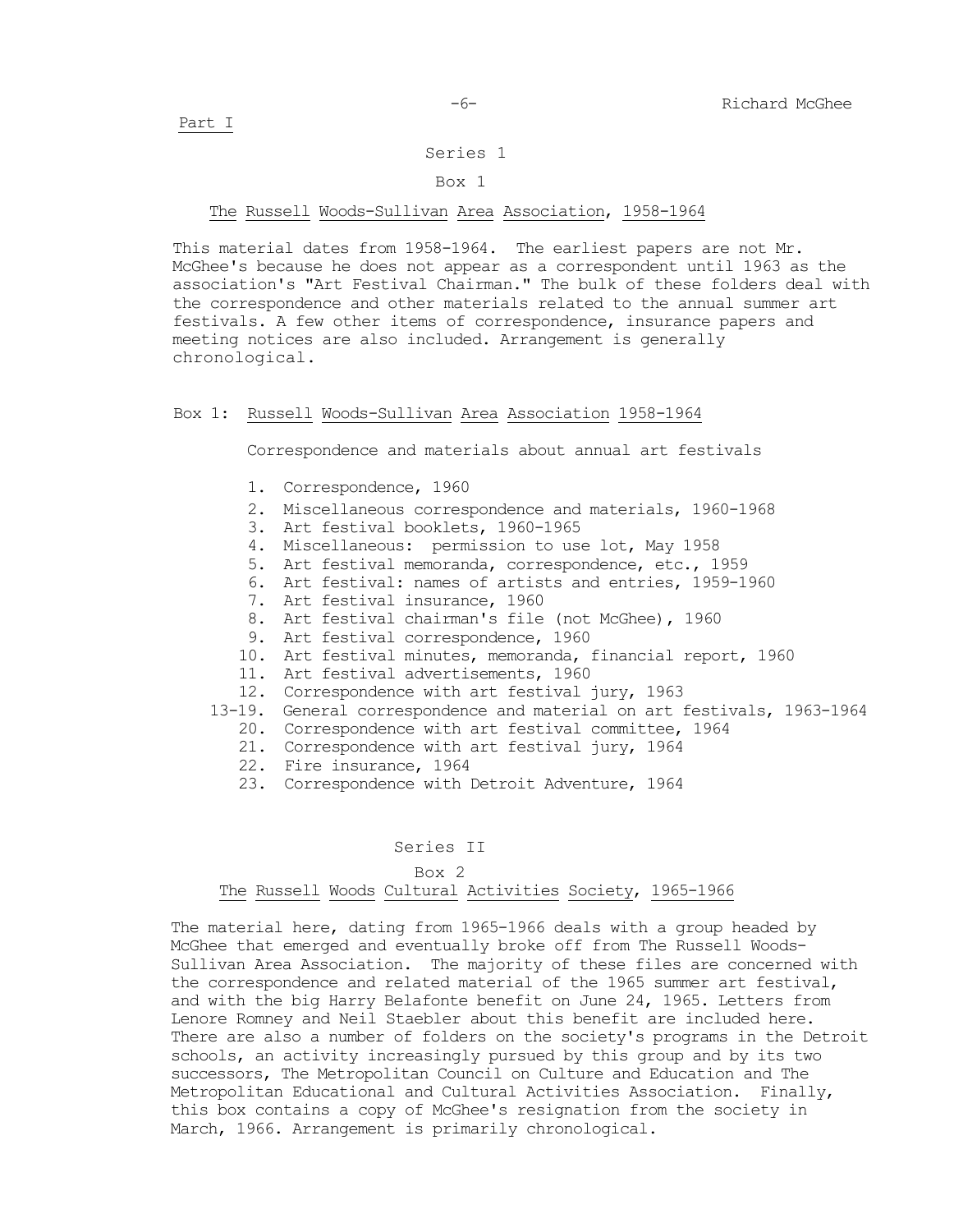Part I

## Series 1

### Box 1

### The Russell Woods-Sullivan Area Association, 1958-1964

This material dates from 1958-1964. The earliest papers are not Mr. McGhee's because he does not appear as a correspondent until 1963 as the association's "Art Festival Chairman." The bulk of these folders deal with the correspondence and other materials related to the annual summer art festivals. A few other items of correspondence, insurance papers and meeting notices are also included. Arrangement is generally chronological.

Box 1: Russell Woods-Sullivan Area Association 1958-1964

Correspondence and materials about annual art festivals

1. Correspondence, 1960
2. Miscellaneous correspondence and materials, 1960-1968
3. Art festival booklets, 1960-1965
4. Miscellaneous: permission to use lot, May 1958
5. Art festival memoranda, correspondence, etc., 1959
6. Art festival: names of artists and entries, 1959-1960
7. Art festival insurance, 1960
8. Art festival chairman's file (not McGhee), 1960
9. Art festival correspondence, 1960
10. Art festival minutes, memoranda, financial report, 1960
11. Art festival advertisements, 1960
12. Correspondence with art festival jury, 1963

13-19. General correspondence and material on art festivals, 1963-1964

20. Correspondence with art festival committee, 1964
21. Correspondence with art festival jury, 1964
22. Fire insurance, 1964
23. Correspondence with Detroit Adventure, 1964

## Series II

### Box 2

### The Russell Woods Cultural Activities Society, 1965-1966

The material here, dating from 1965-1966 deals with a group headed by McGhee that emerged and eventually broke off from The Russell Woods-Sullivan Area Association. The majority of these files are concerned with the correspondence and related material of the 1965 summer art festival, and with the big Harry Belafonte benefit on June 24, 1965. Letters from Lenore Romney and Neil Staebler about this benefit are included here. There are also a number of folders on the society's programs in the Detroit schools, an activity increasingly pursued by this group and by its two successors, The Metropolitan Council on Culture and Education and The Metropolitan Educational and Cultural Activities Association. Finally, this box contains a copy of McGhee's resignation from the society in March, 1966. Arrangement is primarily chronological.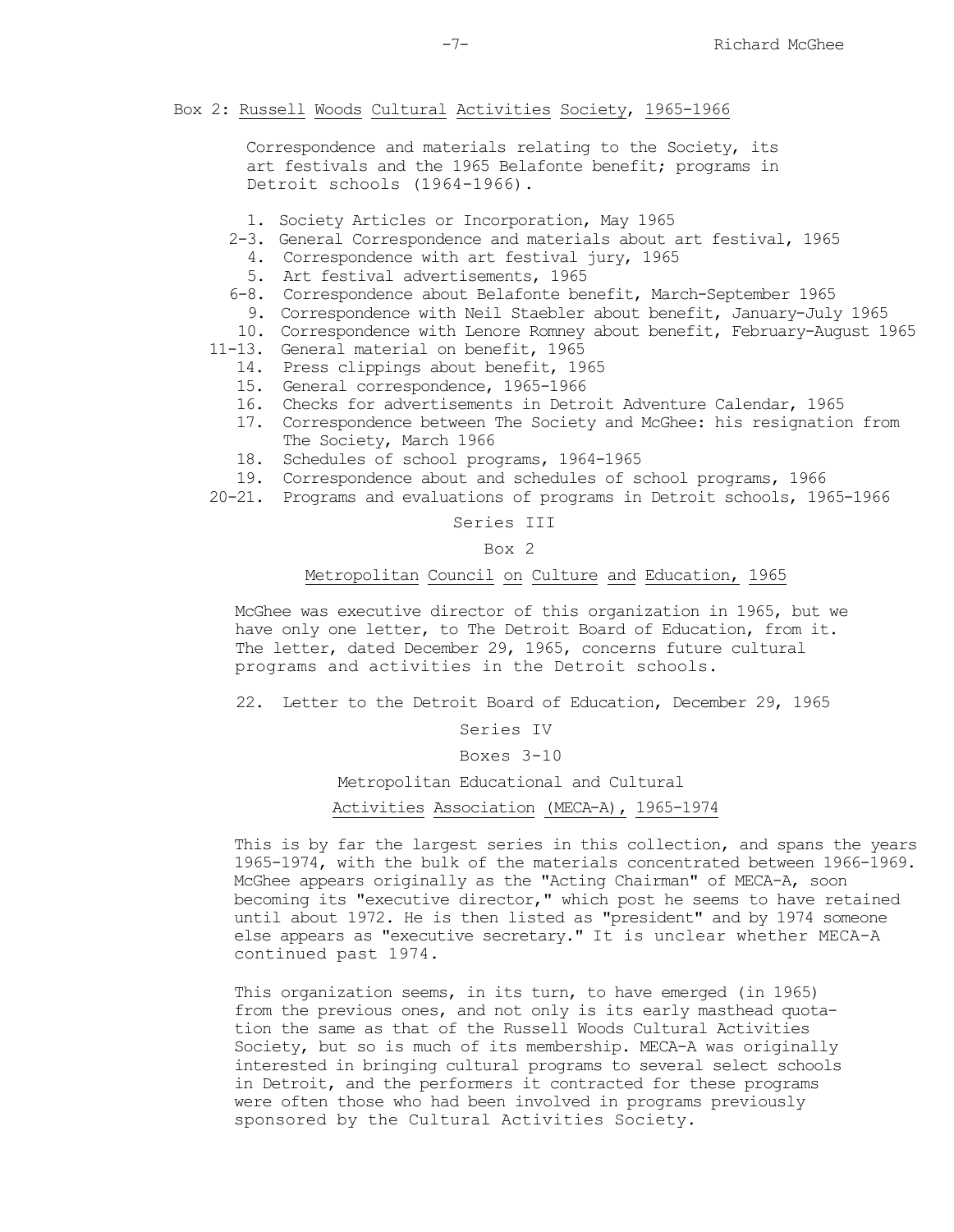Box 2: Russell Woods Cultural Activities Society, 1965-1966

Correspondence and materials relating to the Society, its art festivals and the 1965 Belafonte benefit; programs in Detroit schools (1964-1966).

1. Society Articles or Incorporation, May 1965
2-3. General Correspondence and materials about art festival, 1965
4. Correspondence with art festival jury, 1965
5. Art festival advertisements, 1965
6-8. Correspondence about Belafonte benefit, March-September 1965
9. Correspondence with Neil Staebler about benefit, January-July 1965
10. Correspondence with Lenore Romney about benefit, February-August 1965
11-13. General material on benefit, 1965
14. Press clippings about benefit, 1965
15. General correspondence, 1965-1966
16. Checks for advertisements in Detroit Adventure Calendar, 1965
17. Correspondence between The Society and McGhee: his resignation from The Society, March 1966
18. Schedules of school programs, 1964-1965
19. Correspondence about and schedules of school programs, 1966
20-21. Programs and evaluations of programs in Detroit schools, 1965-1966

## Series III

### Box 2

### Metropolitan Council on Culture and Education, 1965

McGhee was executive director of this organization in 1965, but we have only one letter, to The Detroit Board of Education, from it. The letter, dated December 29, 1965, concerns future cultural programs and activities in the Detroit schools.

22. Letter to the Detroit Board of Education, December 29, 1965

## Series IV

### Boxes 3-10

### Metropolitan Educational and Cultural Activities Association (MECA-A), 1965-1974

This is by far the largest series in this collection, and spans the years 1965-1974, with the bulk of the materials concentrated between 1966-1969. McGhee appears originally as the "Acting Chairman" of MECA-A, soon becoming its "executive director," which post he seems to have retained until about 1972. He is then listed as "president" and by 1974 someone else appears as "executive secretary." It is unclear whether MECA-A continued past 1974.

This organization seems, in its turn, to have emerged (in 1965) from the previous ones, and not only is its early masthead quotation the same as that of the Russell Woods Cultural Activities Society, but so is much of its membership. MECA-A was originally interested in bringing cultural programs to several select schools in Detroit, and the performers it contracted for these programs were often those who had been involved in programs previously sponsored by the Cultural Activities Society.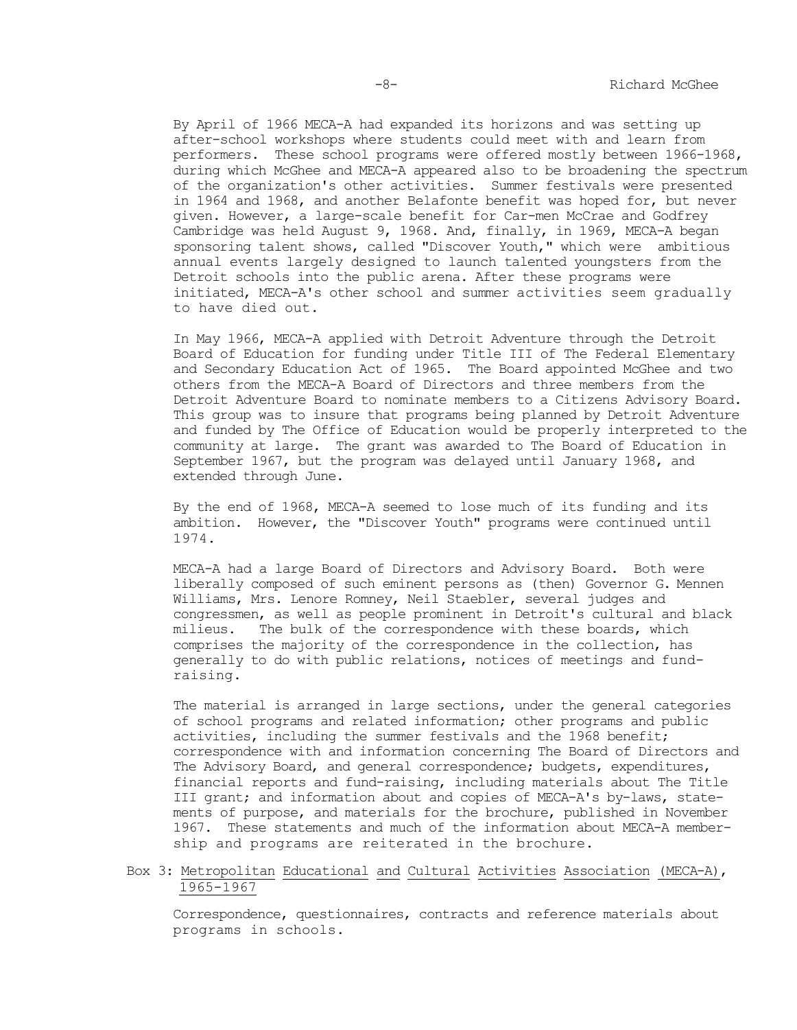By April of 1966 MECA-A had expanded its horizons and was setting up after-school workshops where students could meet with and learn from performers. These school programs were offered mostly between 1966-1968, during which McGhee and MECA-A appeared also to be broadening the spectrum of the organization's other activities. Summer festivals were presented in 1964 and 1968, and another Belafonte benefit was hoped for, but never given. However, a large-scale benefit for Car-men McCrae and Godfrey Cambridge was held August 9, 1968. And, finally, in 1969, MECA-A began sponsoring talent shows, called "Discover Youth," which were ambitious annual events largely designed to launch talented youngsters from the Detroit schools into the public arena. After these programs were initiated, MECA-A's other school and summer activities seem gradually to have died out.

In May 1966, MECA-A applied with Detroit Adventure through the Detroit Board of Education for funding under Title III of The Federal Elementary and Secondary Education Act of 1965. The Board appointed McGhee and two others from the MECA-A Board of Directors and three members from the Detroit Adventure Board to nominate members to a Citizens Advisory Board. This group was to insure that programs being planned by Detroit Adventure and funded by The Office of Education would be properly interpreted to the community at large. The grant was awarded to The Board of Education in September 1967, but the program was delayed until January 1968, and extended through June.

By the end of 1968, MECA-A seemed to lose much of its funding and its ambition. However, the "Discover Youth" programs were continued until 1974.

MECA-A had a large Board of Directors and Advisory Board. Both were liberally composed of such eminent persons as (then) Governor G. Mennen Williams, Mrs. Lenore Romney, Neil Staebler, several judges and congressmen, as well as people prominent in Detroit's cultural and black milieus. The bulk of the correspondence with these boards, which comprises the majority of the correspondence in the collection, has generally to do with public relations, notices of meetings and fund-raising.

The material is arranged in large sections, under the general categories of school programs and related information; other programs and public activities, including the summer festivals and the 1968 benefit; correspondence with and information concerning The Board of Directors and The Advisory Board, and general correspondence; budgets, expenditures, financial reports and fund-raising, including materials about The Title III grant; and information about and copies of MECA-A's by-laws, statements of purpose, and materials for the brochure, published in November 1967. These statements and much of the information about MECA-A membership and programs are reiterated in the brochure.

Box 3: Metropolitan Educational and Cultural Activities Association (MECA-A), 1965-1967

Correspondence, questionnaires, contracts and reference materials about programs in schools.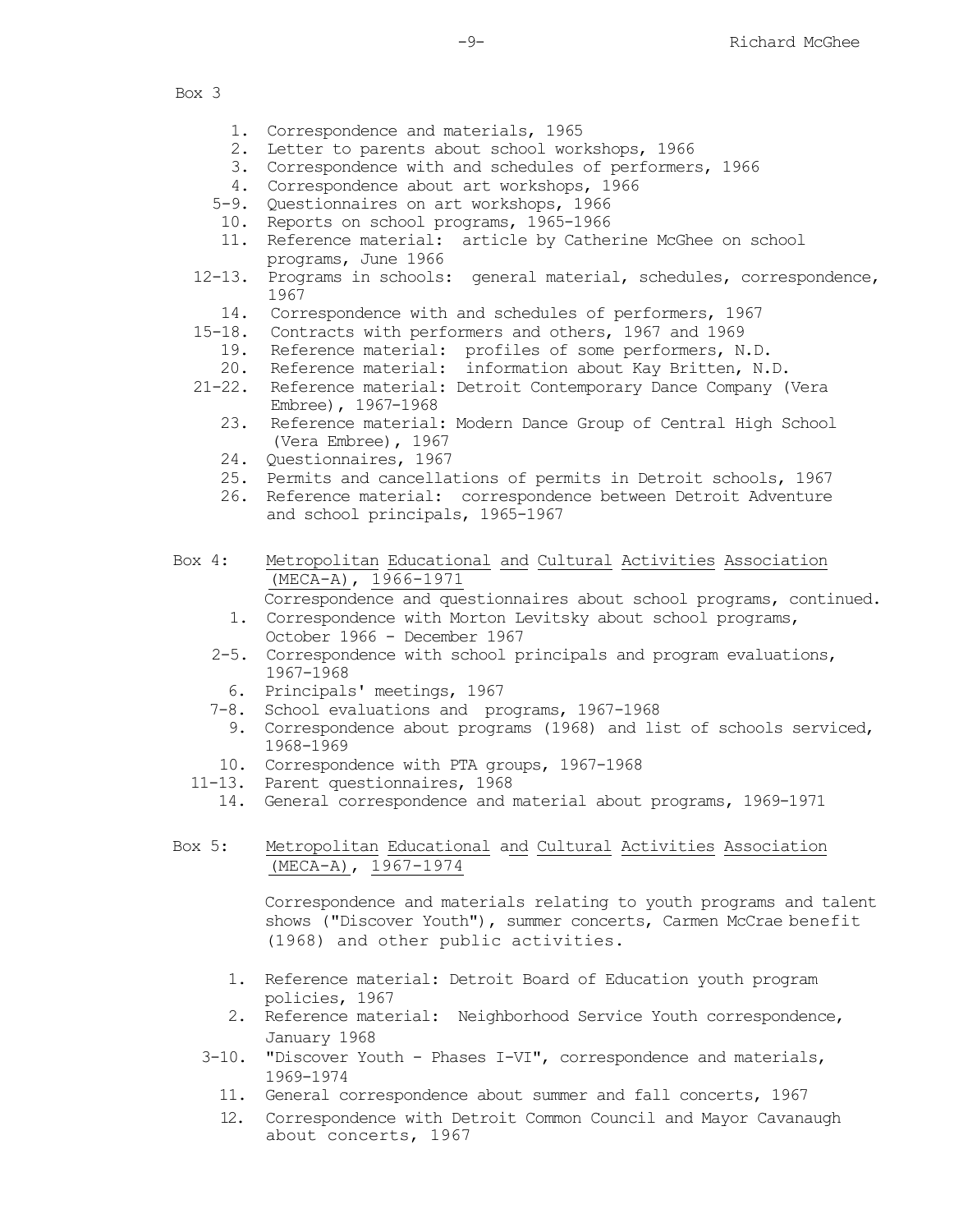Box 3

1. Correspondence and materials, 1965
2. Letter to parents about school workshops, 1966
3. Correspondence with and schedules of performers, 1966
4. Correspondence about art workshops, 1966
5-9. Questionnaires on art workshops, 1966
10. Reports on school programs, 1965-1966
11. Reference material: article by Catherine McGhee on school programs, June 1966
12-13. Programs in schools: general material, schedules, correspondence, 1967
14. Correspondence with and schedules of performers, 1967
15-18. Contracts with performers and others, 1967 and 1969
19. Reference material: profiles of some performers, N.D.
20. Reference material: information about Kay Britten, N.D.
21-22. Reference material: Detroit Contemporary Dance Company (Vera Embree), 1967-1968
23. Reference material: Modern Dance Group of Central High School (Vera Embree), 1967
24. Questionnaires, 1967
25. Permits and cancellations of permits in Detroit schools, 1967
26. Reference material: correspondence between Detroit Adventure and school principals, 1965-1967

Box 4: Metropolitan Educational and Cultural Activities Association (MECA-A), 1966-1971

Correspondence and questionnaires about school programs, continued.

1. Correspondence with Morton Levitsky about school programs, October 1966 - December 1967
2-5. Correspondence with school principals and program evaluations, 1967-1968
6. Principals' meetings, 1967
7-8. School evaluations and programs, 1967-1968
9. Correspondence about programs (1968) and list of schools serviced, 1968-1969
10. Correspondence with PTA groups, 1967-1968
11-13. Parent questionnaires, 1968
14. General correspondence and material about programs, 1969-1971

Box 5: Metropolitan Educational and Cultural Activities Association (MECA-A), 1967-1974

Correspondence and materials relating to youth programs and talent shows ("Discover Youth"), summer concerts, Carmen McCrae benefit (1968) and other public activities.

1. Reference material: Detroit Board of Education youth program policies, 1967
2. Reference material: Neighborhood Service Youth correspondence, January 1968
3-10. "Discover Youth - Phases I-VI", correspondence and materials, 1969-1974
11. General correspondence about summer and fall concerts, 1967
12. Correspondence with Detroit Common Council and Mayor Cavanaugh about concerts, 1967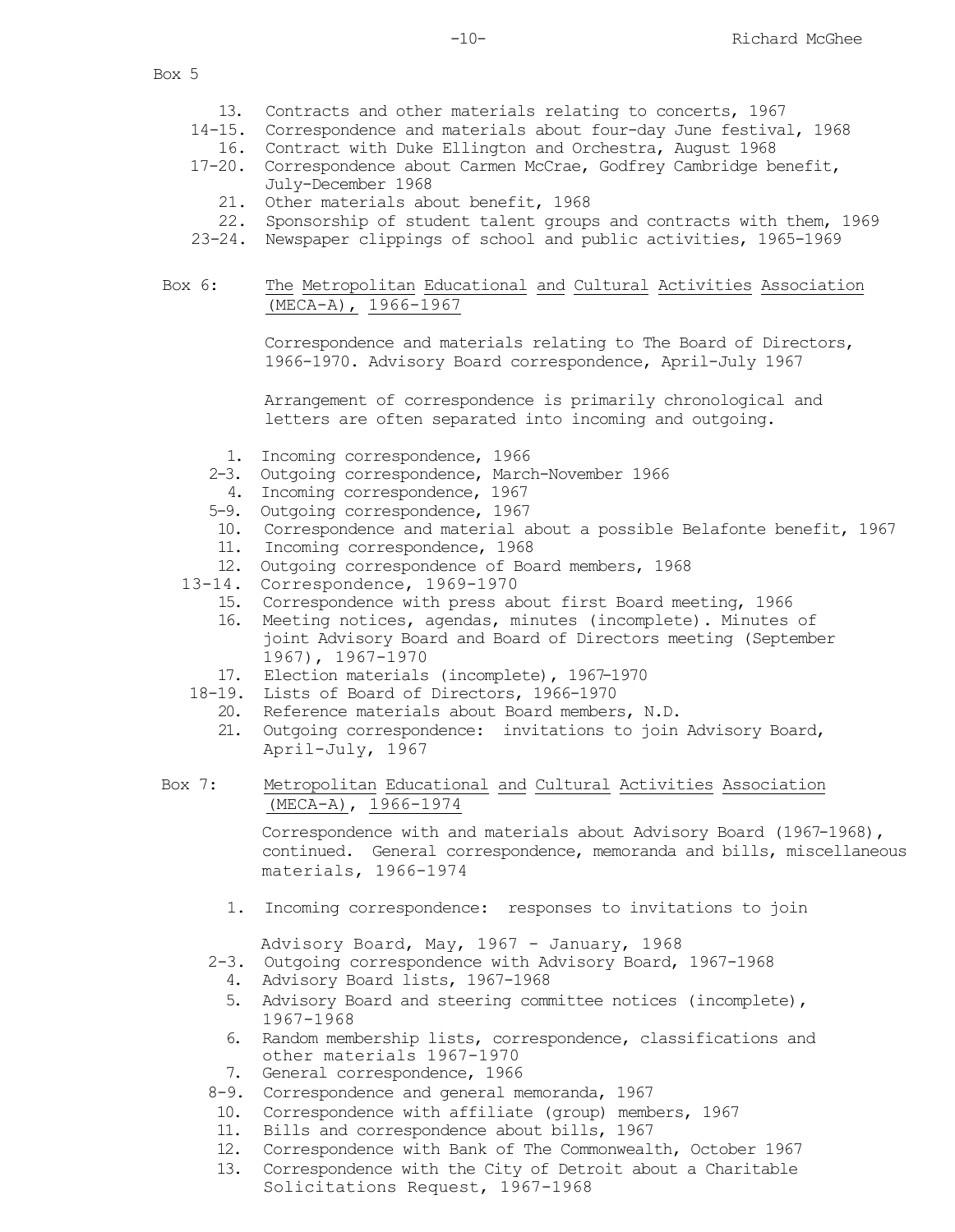Box 5

- 13. Contracts and other materials relating to concerts, 1967
- 14-15. Correspondence and materials about four-day June festival, 1968
- 16. Contract with Duke Ellington and Orchestra, August 1968
- 17-20. Correspondence about Carmen McCrae, Godfrey Cambridge benefit, July-December 1968
- 21. Other materials about benefit, 1968
- 22. Sponsorship of student talent groups and contracts with them, 1969
- 23-24. Newspaper clippings of school and public activities, 1965-1969

Box 6: The Metropolitan Educational and Cultural Activities Association (MECA-A), 1966-1967

Correspondence and materials relating to The Board of Directors, 1966-1970. Advisory Board correspondence, April-July 1967

Arrangement of correspondence is primarily chronological and letters are often separated into incoming and outgoing.

- 1. Incoming correspondence, 1966
- 2-3. Outgoing correspondence, March-November 1966
- 4. Incoming correspondence, 1967
- 5-9. Outgoing correspondence, 1967
- 10. Correspondence and material about a possible Belafonte benefit, 1967
- 11. Incoming correspondence, 1968
- 12. Outgoing correspondence of Board members, 1968
- 13-14. Correspondence, 1969-1970
- 15. Correspondence with press about first Board meeting, 1966
- 16. Meeting notices, agendas, minutes (incomplete). Minutes of joint Advisory Board and Board of Directors meeting (September 1967), 1967-1970
- 17. Election materials (incomplete), 1967-1970
- 18-19. Lists of Board of Directors, 1966-1970
- 20. Reference materials about Board members, N.D.
- 21. Outgoing correspondence: invitations to join Advisory Board, April-July, 1967

Box 7: Metropolitan Educational and Cultural Activities Association (MECA-A), 1966-1974

Correspondence with and materials about Advisory Board (1967-1968), continued. General correspondence, memoranda and bills, miscellaneous materials, 1966-1974

- 1. Incoming correspondence: responses to invitations to join Advisory Board, May, 1967 - January, 1968
- 2-3. Outgoing correspondence with Advisory Board, 1967-1968
- 4. Advisory Board lists, 1967-1968
- 5. Advisory Board and steering committee notices (incomplete), 1967-1968
- 6. Random membership lists, correspondence, classifications and other materials 1967-1970
- 7. General correspondence, 1966
- 8-9. Correspondence and general memoranda, 1967
- 10. Correspondence with affiliate (group) members, 1967
- 11. Bills and correspondence about bills, 1967
- 12. Correspondence with Bank of The Commonwealth, October 1967
- 13. Correspondence with the City of Detroit about a Charitable Solicitations Request, 1967-1968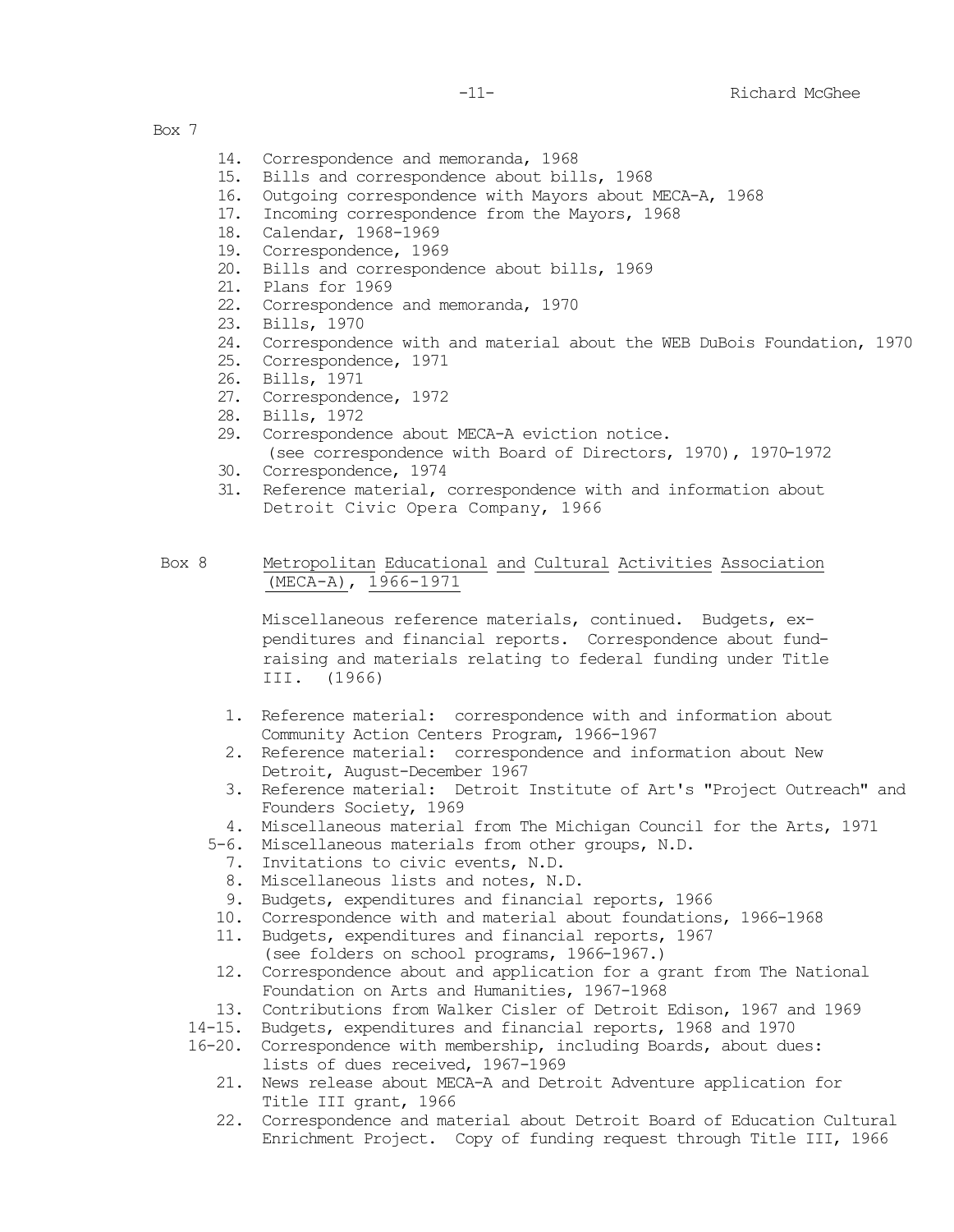Box 7

14. Correspondence and memoranda, 1968
15. Bills and correspondence about bills, 1968
16. Outgoing correspondence with Mayors about MECA-A, 1968
17. Incoming correspondence from the Mayors, 1968
18. Calendar, 1968-1969
19. Correspondence, 1969
20. Bills and correspondence about bills, 1969
21. Plans for 1969
22. Correspondence and memoranda, 1970
23. Bills, 1970
24. Correspondence with and material about the WEB DuBois Foundation, 1970
25. Correspondence, 1971
26. Bills, 1971
27. Correspondence, 1972
28. Bills, 1972
29. Correspondence about MECA-A eviction notice. (see correspondence with Board of Directors, 1970), 1970-1972
30. Correspondence, 1974
31. Reference material, correspondence with and information about Detroit Civic Opera Company, 1966

Box 8 Metropolitan Educational and Cultural Activities Association (MECA-A), 1966-1971

Miscellaneous reference materials, continued. Budgets, expenditures and financial reports. Correspondence about fund-raising and materials relating to federal funding under Title III. (1966)

1. Reference material: correspondence with and information about Community Action Centers Program, 1966-1967
2. Reference material: correspondence and information about New Detroit, August-December 1967
3. Reference material: Detroit Institute of Art's "Project Outreach" and Founders Society, 1969
4. Miscellaneous material from The Michigan Council for the Arts, 1971

5-6. Miscellaneous materials from other groups, N.D.

7. Invitations to civic events, N.D.
8. Miscellaneous lists and notes, N.D.
9. Budgets, expenditures and financial reports, 1966
10. Correspondence with and material about foundations, 1966-1968
11. Budgets, expenditures and financial reports, 1967 (see folders on school programs, 1966-1967.)
12. Correspondence about and application for a grant from The National Foundation on Arts and Humanities, 1967-1968
13. Contributions from Walker Cisler of Detroit Edison, 1967 and 1969

14-15. Budgets, expenditures and financial reports, 1968 and 1970

16-20. Correspondence with membership, including Boards, about dues: lists of dues received, 1967-1969

21. News release about MECA-A and Detroit Adventure application for Title III grant, 1966
22. Correspondence and material about Detroit Board of Education Cultural Enrichment Project. Copy of funding request through Title III, 1966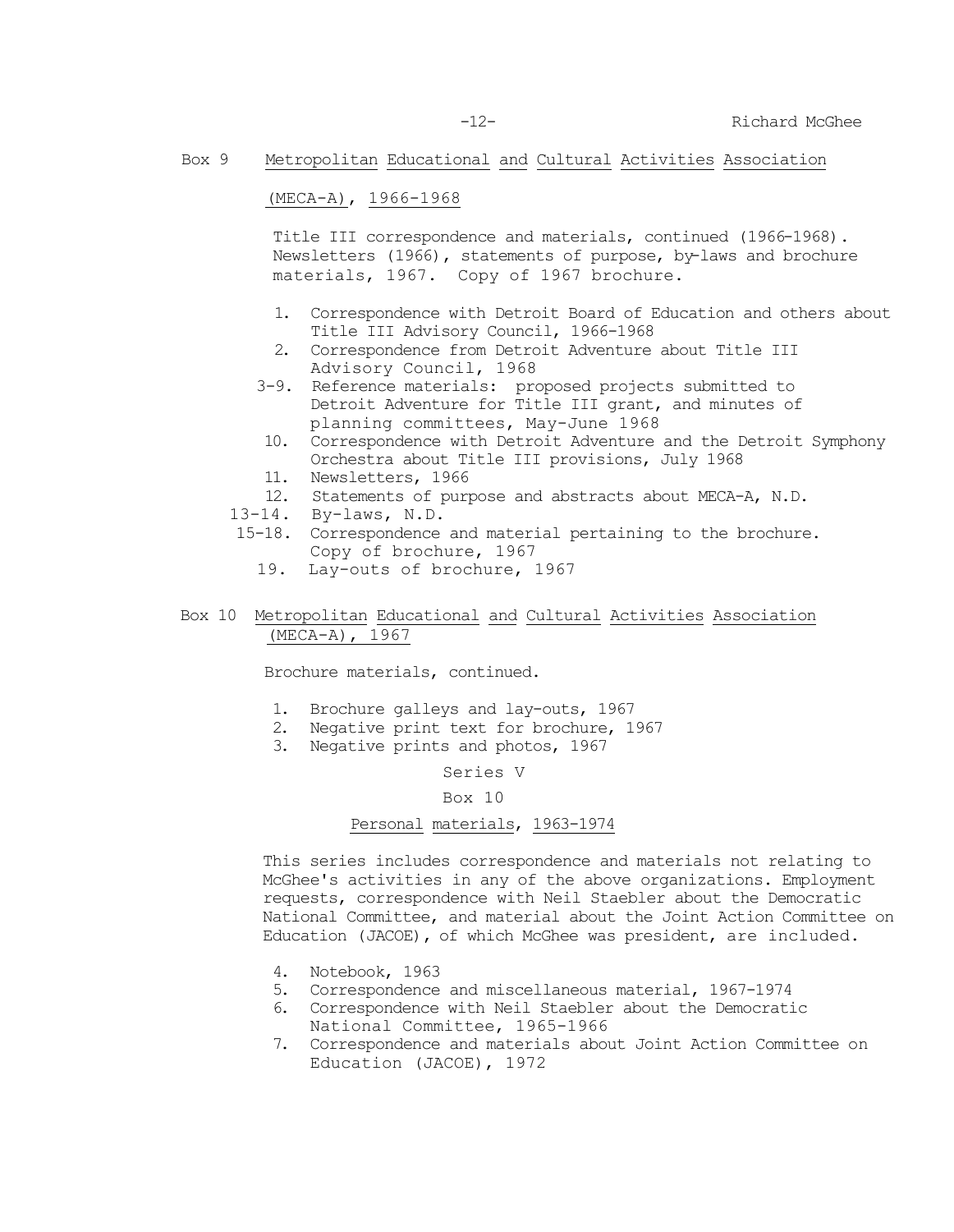Box 9 Metropolitan Educational and Cultural Activities Association (MECA-A), 1966-1968

Title III correspondence and materials, continued (1966-1968). Newsletters (1966), statements of purpose, by-laws and brochure materials, 1967. Copy of 1967 brochure.

1. Correspondence with Detroit Board of Education and others about Title III Advisory Council, 1966-1968
2. Correspondence from Detroit Adventure about Title III Advisory Council, 1968

3-9. Reference materials: proposed projects submitted to Detroit Adventure for Title III grant, and minutes of planning committees, May-June 1968

10. Correspondence with Detroit Adventure and the Detroit Symphony Orchestra about Title III provisions, July 1968
11. Newsletters, 1966
12. Statements of purpose and abstracts about MECA-A, N.D.

13-14. By-laws, N.D.

15-18. Correspondence and material pertaining to the brochure. Copy of brochure, 1967

19. Lay-outs of brochure, 1967

Box 10 Metropolitan Educational and Cultural Activities Association (MECA-A), 1967

Brochure materials, continued.

1. Brochure galleys and lay-outs, 1967
2. Negative print text for brochure, 1967
3. Negative prints and photos, 1967

## Series V

### Box 10

### Personal materials, 1963-1974

This series includes correspondence and materials not relating to McGhee's activities in any of the above organizations. Employment requests, correspondence with Neil Staebler about the Democratic National Committee, and material about the Joint Action Committee on Education (JACOE), of which McGhee was president, are included.

4. Notebook, 1963
5. Correspondence and miscellaneous material, 1967-1974
6. Correspondence with Neil Staebler about the Democratic National Committee, 1965-1966
7. Correspondence and materials about Joint Action Committee on Education (JACOE), 1972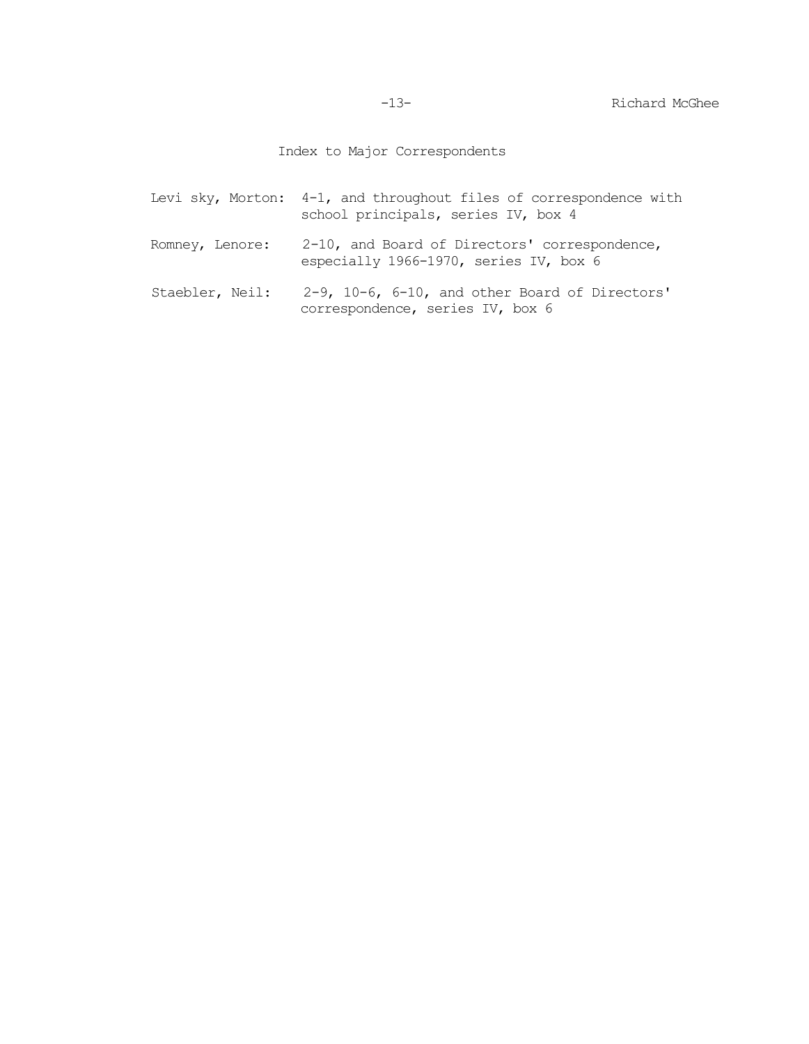## Index to Major Correspondents

Levi sky, Morton: 4-1, and throughout files of correspondence with school principals, series IV, box 4

Romney, Lenore: 2-10, and Board of Directors' correspondence, especially 1966-1970, series IV, box 6

Staebler, Neil: 2-9, 10-6, 6-10, and other Board of Directors' correspondence, series IV, box 6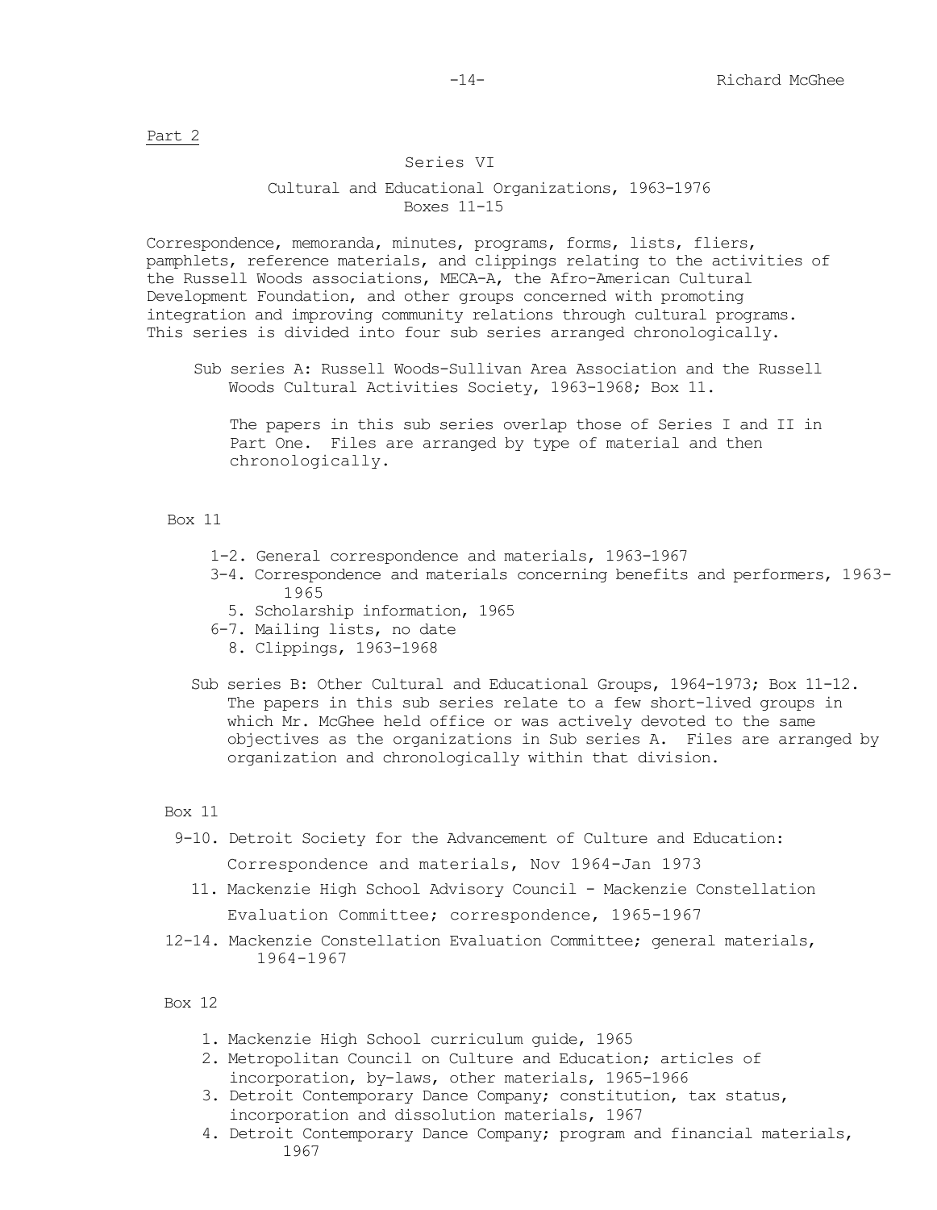Part 2

## Series VI

### Cultural and Educational Organizations, 1963-1976
Boxes 11-15

Correspondence, memoranda, minutes, programs, forms, lists, fliers, pamphlets, reference materials, and clippings relating to the activities of the Russell Woods associations, MECA-A, the Afro-American Cultural Development Foundation, and other groups concerned with promoting integration and improving community relations through cultural programs. This series is divided into four sub series arranged chronologically.

Sub series A: Russell Woods-Sullivan Area Association and the Russell Woods Cultural Activities Society, 1963-1968; Box 11.

The papers in this sub series overlap those of Series I and II in Part One. Files are arranged by type of material and then chronologically.

Box 11

- 1-2. General correspondence and materials, 1963-1967
- 3-4. Correspondence and materials concerning benefits and performers, 1963-1965
- 5. Scholarship information, 1965
- 6-7. Mailing lists, no date
- 8. Clippings, 1963-1968

Sub series B: Other Cultural and Educational Groups, 1964-1973; Box 11-12. The papers in this sub series relate to a few short-lived groups in which Mr. McGhee held office or was actively devoted to the same objectives as the organizations in Sub series A. Files are arranged by organization and chronologically within that division.

Box 11

- 9-10. Detroit Society for the Advancement of Culture and Education: Correspondence and materials, Nov 1964-Jan 1973
- 11. Mackenzie High School Advisory Council - Mackenzie Constellation Evaluation Committee; correspondence, 1965-1967
- 12-14. Mackenzie Constellation Evaluation Committee; general materials, 1964-1967

Box 12

1. Mackenzie High School curriculum guide, 1965
2. Metropolitan Council on Culture and Education; articles of incorporation, by-laws, other materials, 1965-1966
3. Detroit Contemporary Dance Company; constitution, tax status, incorporation and dissolution materials, 1967
4. Detroit Contemporary Dance Company; program and financial materials, 1967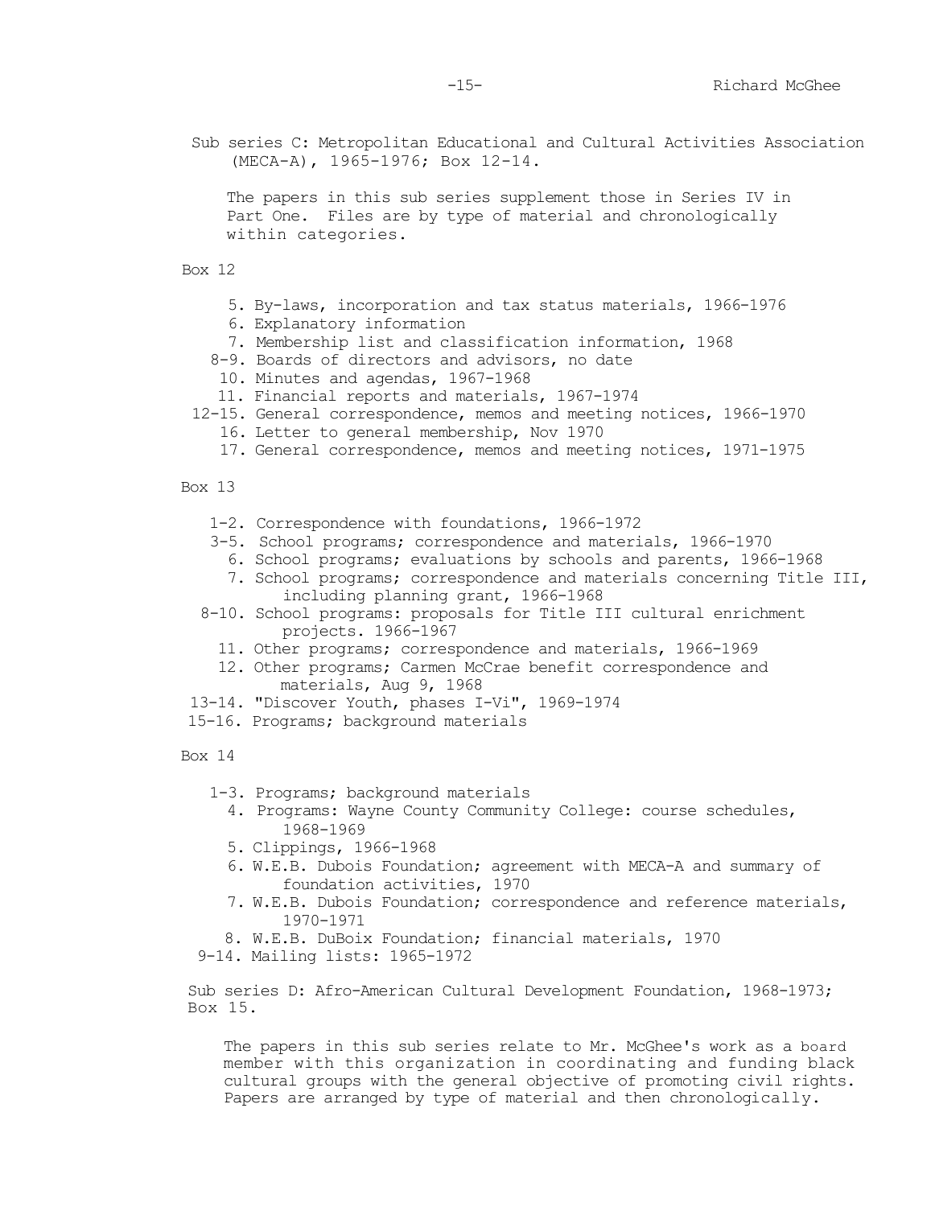Sub series C: Metropolitan Educational and Cultural Activities Association (MECA-A), 1965-1976; Box 12-14.

The papers in this sub series supplement those in Series IV in Part One. Files are by type of material and chronologically within categories.

Box 12

- 5. By-laws, incorporation and tax status materials, 1966-1976
- 6. Explanatory information
- 7. Membership list and classification information, 1968
- 8-9. Boards of directors and advisors, no date
- 10. Minutes and agendas, 1967-1968
- 11. Financial reports and materials, 1967-1974
- 12-15. General correspondence, memos and meeting notices, 1966-1970
- 16. Letter to general membership, Nov 1970
- 17. General correspondence, memos and meeting notices, 1971-1975

Box 13

- 1-2. Correspondence with foundations, 1966-1972
- 3-5. School programs; correspondence and materials, 1966-1970
- 6. School programs; evaluations by schools and parents, 1966-1968
- 7. School programs; correspondence and materials concerning Title III, including planning grant, 1966-1968
- 8-10. School programs: proposals for Title III cultural enrichment projects. 1966-1967
- 11. Other programs; correspondence and materials, 1966-1969
- 12. Other programs; Carmen McCrae benefit correspondence and materials, Aug 9, 1968
- 13-14. "Discover Youth, phases I-Vi", 1969-1974
- 15-16. Programs; background materials

Box 14

- 1-3. Programs; background materials
- 4. Programs: Wayne County Community College: course schedules, 1968-1969
- 5. Clippings, 1966-1968
- 6. W.E.B. Dubois Foundation; agreement with MECA-A and summary of foundation activities, 1970
- 7. W.E.B. Dubois Foundation; correspondence and reference materials, 1970-1971
- 8. W.E.B. DuBoix Foundation; financial materials, 1970
- 9-14. Mailing lists: 1965-1972

Sub series D: Afro-American Cultural Development Foundation, 1968-1973; Box 15.

The papers in this sub series relate to Mr. McGhee's work as a board member with this organization in coordinating and funding black cultural groups with the general objective of promoting civil rights. Papers are arranged by type of material and then chronologically.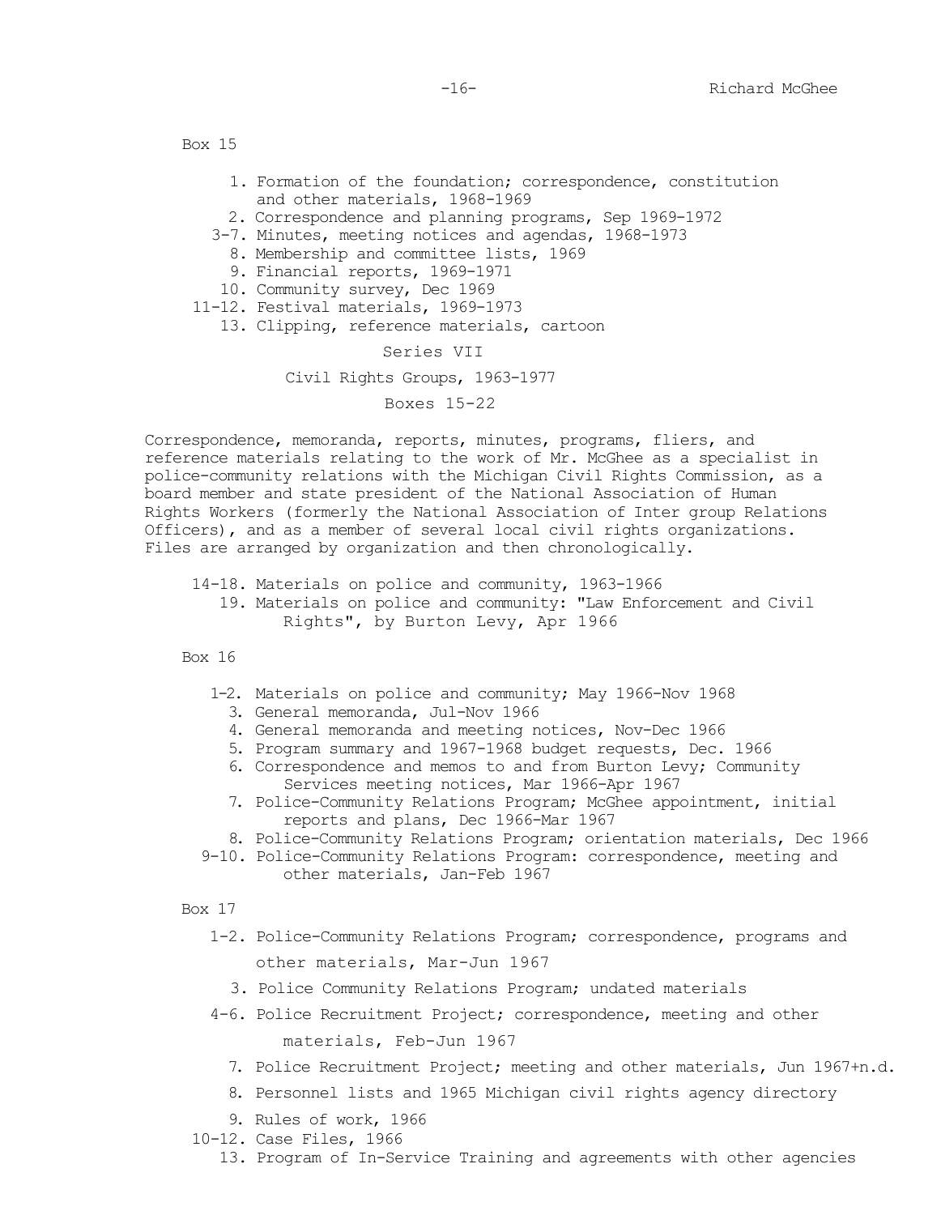Box 15

1. Formation of the foundation; correspondence, constitution and other materials, 1968-1969
2. Correspondence and planning programs, Sep 1969-1972

3-7. Minutes, meeting notices and agendas, 1968-1973

8. Membership and committee lists, 1969
9. Financial reports, 1969-1971
10. Community survey, Dec 1969

11-12. Festival materials, 1969-1973

13. Clipping, reference materials, cartoon

## Series VII

## Civil Rights Groups, 1963-1977

## Boxes 15-22

Correspondence, memoranda, reports, minutes, programs, fliers, and reference materials relating to the work of Mr. McGhee as a specialist in police-community relations with the Michigan Civil Rights Commission, as a board member and state president of the National Association of Human Rights Workers (formerly the National Association of Inter group Relations Officers), and as a member of several local civil rights organizations. Files are arranged by organization and then chronologically.

14-18. Materials on police and community, 1963-1966

19. Materials on police and community: "Law Enforcement and Civil Rights", by Burton Levy, Apr 1966

Box 16

1-2. Materials on police and community; May 1966-Nov 1968

3. General memoranda, Jul-Nov 1966
4. General memoranda and meeting notices, Nov-Dec 1966
5. Program summary and 1967-1968 budget requests, Dec. 1966
6. Correspondence and memos to and from Burton Levy; Community Services meeting notices, Mar 1966-Apr 1967
7. Police-Community Relations Program; McGhee appointment, initial reports and plans, Dec 1966-Mar 1967
8. Police-Community Relations Program; orientation materials, Dec 1966

9-10. Police-Community Relations Program: correspondence, meeting and other materials, Jan-Feb 1967

Box 17

1-2. Police-Community Relations Program; correspondence, programs and other materials, Mar-Jun 1967

3. Police Community Relations Program; undated materials

4-6. Police Recruitment Project; correspondence, meeting and other materials, Feb-Jun 1967

7. Police Recruitment Project; meeting and other materials, Jun 1967+n.d.
8. Personnel lists and 1965 Michigan civil rights agency directory
9. Rules of work, 1966

10-12. Case Files, 1966

13. Program of In-Service Training and agreements with other agencies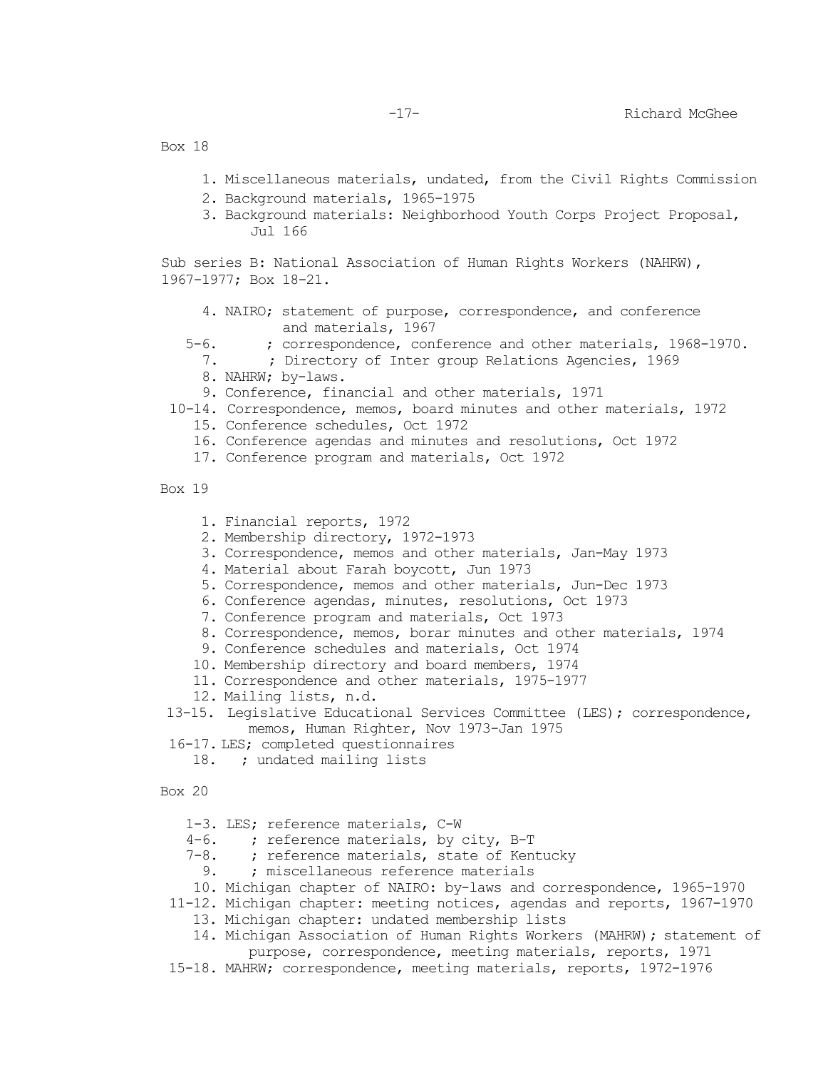Box 18

1. Miscellaneous materials, undated, from the Civil Rights Commission
2. Background materials, 1965-1975
3. Background materials: Neighborhood Youth Corps Project Proposal, Jul 166

Sub series B: National Association of Human Rights Workers (NAHRW), 1967-1977; Box 18-21.

4. NAIRO; statement of purpose, correspondence, and conference and materials, 1967

5-6. ; correspondence, conference and other materials, 1968-1970.

7. ; Directory of Inter group Relations Agencies, 1969

8. NAHRW; by-laws.

9. Conference, financial and other materials, 1971

10-14. Correspondence, memos, board minutes and other materials, 1972

15. Conference schedules, Oct 1972

16. Conference agendas and minutes and resolutions, Oct 1972

17. Conference program and materials, Oct 1972

Box 19

1. Financial reports, 1972
2. Membership directory, 1972-1973
3. Correspondence, memos and other materials, Jan-May 1973
4. Material about Farah boycott, Jun 1973
5. Correspondence, memos and other materials, Jun-Dec 1973
6. Conference agendas, minutes, resolutions, Oct 1973
7. Conference program and materials, Oct 1973
8. Correspondence, memos, borar minutes and other materials, 1974
9. Conference schedules and materials, Oct 1974
10. Membership directory and board members, 1974
11. Correspondence and other materials, 1975-1977
12. Mailing lists, n.d.

13-15. Legislative Educational Services Committee (LES); correspondence, memos, Human Righter, Nov 1973-Jan 1975

16-17. LES; completed questionnaires

18. ; undated mailing lists

Box 20

1-3. LES; reference materials, C-W

4-6. ; reference materials, by city, B-T

7-8. ; reference materials, state of Kentucky

9. ; miscellaneous reference materials

10. Michigan chapter of NAIRO: by-laws and correspondence, 1965-1970

11-12. Michigan chapter: meeting notices, agendas and reports, 1967-1970

13. Michigan chapter: undated membership lists

14. Michigan Association of Human Rights Workers (MAHRW); statement of purpose, correspondence, meeting materials, reports, 1971

15-18. MAHRW; correspondence, meeting materials, reports, 1972-1976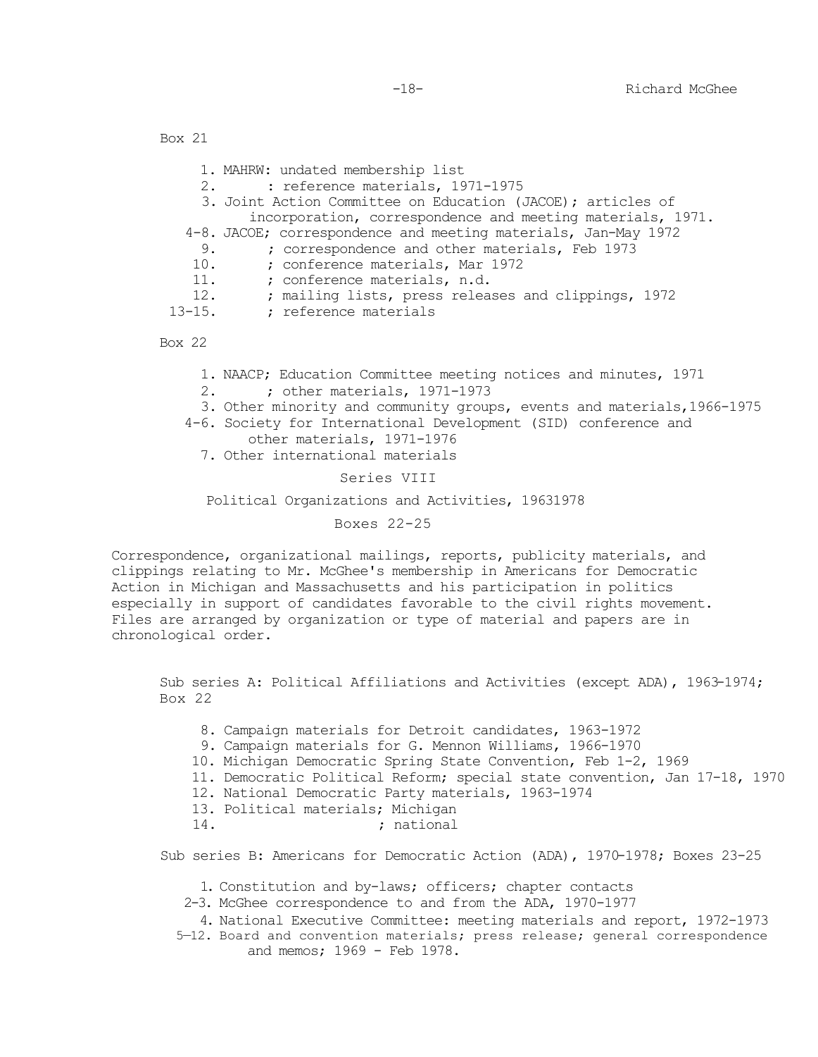Box 21

1. MAHRW: undated membership list
2.       : reference materials, 1971-1975
3. Joint Action Committee on Education (JACOE); articles of incorporation, correspondence and meeting materials, 1971.

4-8. JACOE; correspondence and meeting materials, Jan-May 1972

9.       ; correspondence and other materials, Feb 1973

10.       ; conference materials, Mar 1972

11.       ; conference materials, n.d.

12.       ; mailing lists, press releases and clippings, 1972

13-15.       ; reference materials

Box 22

1. NAACP; Education Committee meeting notices and minutes, 1971
2.       ; other materials, 1971-1973
3. Other minority and community groups, events and materials,1966-1975

4-6. Society for International Development (SID) conference and other materials, 1971-1976

7. Other international materials

## Series VIII

## Political Organizations and Activities, 19631978

## Boxes 22-25

Correspondence, organizational mailings, reports, publicity materials, and clippings relating to Mr. McGhee's membership in Americans for Democratic Action in Michigan and Massachusetts and his participation in politics especially in support of candidates favorable to the civil rights movement. Files are arranged by organization or type of material and papers are in chronological order.

Sub series A: Political Affiliations and Activities (except ADA), 1963-1974; Box 22

8. Campaign materials for Detroit candidates, 1963-1972
9. Campaign materials for G. Mennon Williams, 1966-1970
10. Michigan Democratic Spring State Convention, Feb 1-2, 1969
11. Democratic Political Reform; special state convention, Jan 17-18, 1970
12. National Democratic Party materials, 1963-1974
13. Political materials; Michigan
14.                    ; national

Sub series B: Americans for Democratic Action (ADA), 1970-1978; Boxes 23-25

1. Constitution and by-laws; officers; chapter contacts

2-3. McGhee correspondence to and from the ADA, 1970-1977

4. National Executive Committee: meeting materials and report, 1972-1973

5-12. Board and convention materials; press release; general correspondence and memos; 1969 - Feb 1978.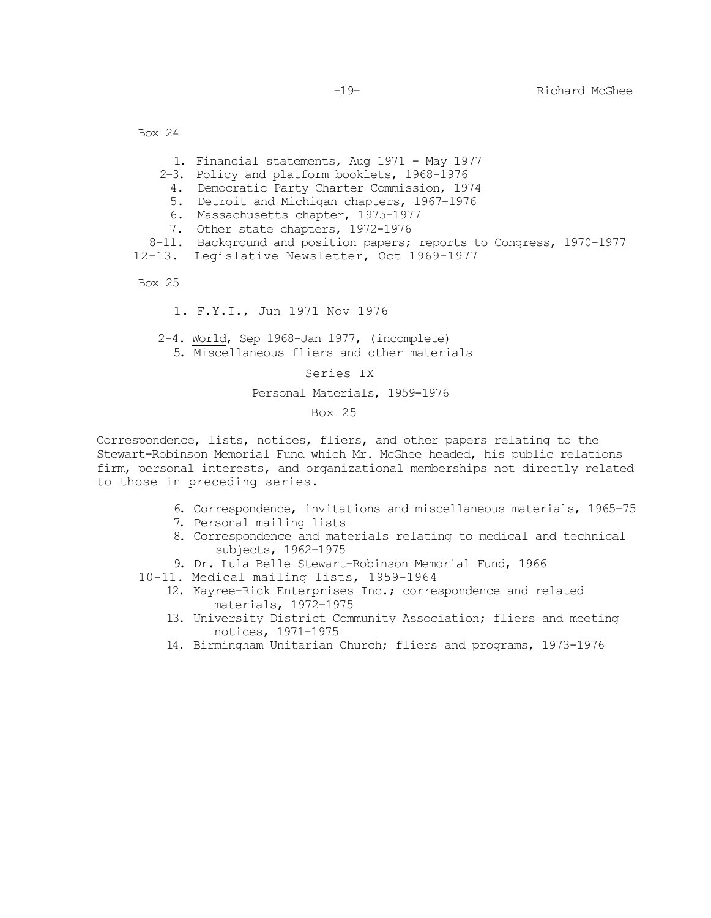Box 24

1. Financial statements, Aug 1971 - May 1977
2-3. Policy and platform booklets, 1968-1976
4. Democratic Party Charter Commission, 1974
5. Detroit and Michigan chapters, 1967-1976
6. Massachusetts chapter, 1975-1977
7. Other state chapters, 1972-1976
8-11. Background and position papers; reports to Congress, 1970-1977
12-13. Legislative Newsletter, Oct 1969-1977

Box 25

1. F.Y.I., Jun 1971 Nov 1976

2-4. World, Sep 1968-Jan 1977, (incomplete)
5. Miscellaneous fliers and other materials

## Series IX

## Personal Materials, 1959-1976

Box 25

Correspondence, lists, notices, fliers, and other papers relating to the Stewart-Robinson Memorial Fund which Mr. McGhee headed, his public relations firm, personal interests, and organizational memberships not directly related to those in preceding series.

6. Correspondence, invitations and miscellaneous materials, 1965-75
7. Personal mailing lists
8. Correspondence and materials relating to medical and technical subjects, 1962-1975
9. Dr. Lula Belle Stewart-Robinson Memorial Fund, 1966
10-11. Medical mailing lists, 1959-1964
12. Kayree-Rick Enterprises Inc.; correspondence and related materials, 1972-1975
13. University District Community Association; fliers and meeting notices, 1971-1975
14. Birmingham Unitarian Church; fliers and programs, 1973-1976